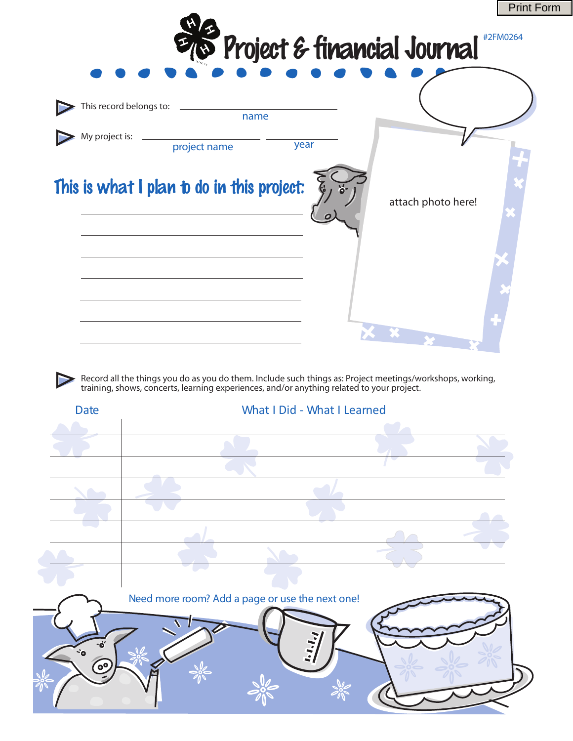Print Form

# Project & financial Journal

#2FM0264

This record belongs to: ______________________
name

My project is: ______________________ ____________
project name year

attach photo here!

## This is what I plan to do in this project:

______________________________________________

______________________________________________

______________________________________________

______________________________________________

______________________________________________

______________________________________________

______________________________________________

Record all the things you do as you do them. Include such things as: Project meetings/workshops, working, training, shows, concerts, learning experiences, and/or anything related to your project.

| Date | What I Did - What I Learned |
|---|---|
| | |
| | |
| | |
| | |
| | |
| | |
| | |

Need more room? Add a page or use the next one!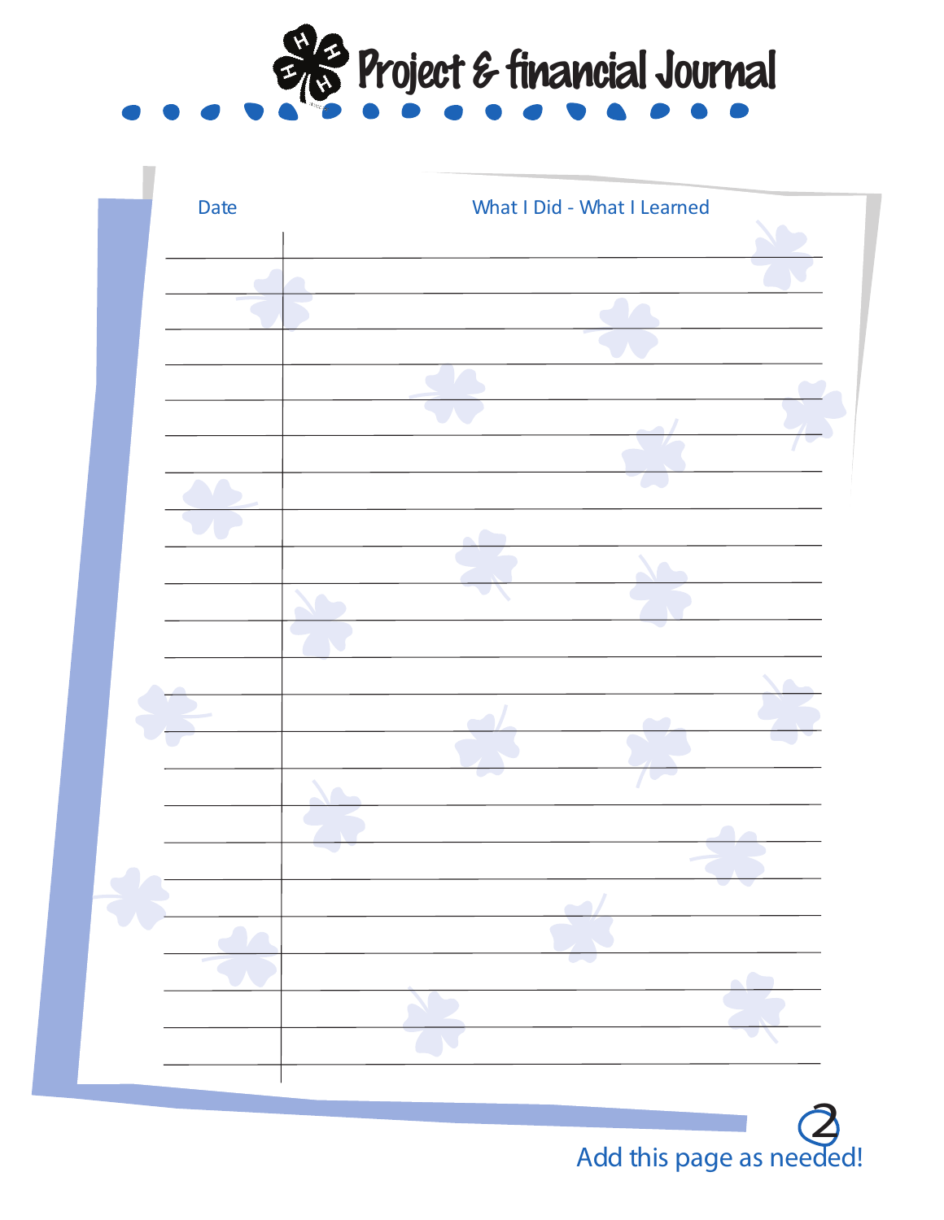# Project & financial Journal

| Date | What I Did - What I Learned |
|---|---|
| | |
| | |
| | |
| | |
| | |
| | |
| | |
| | |
| | |
| | |
| | |
| | |
| | |
| | |
| | |
| | |
| | |
| | |
| | |
| | |
| | |
| | |
| | |

Add this page as needed!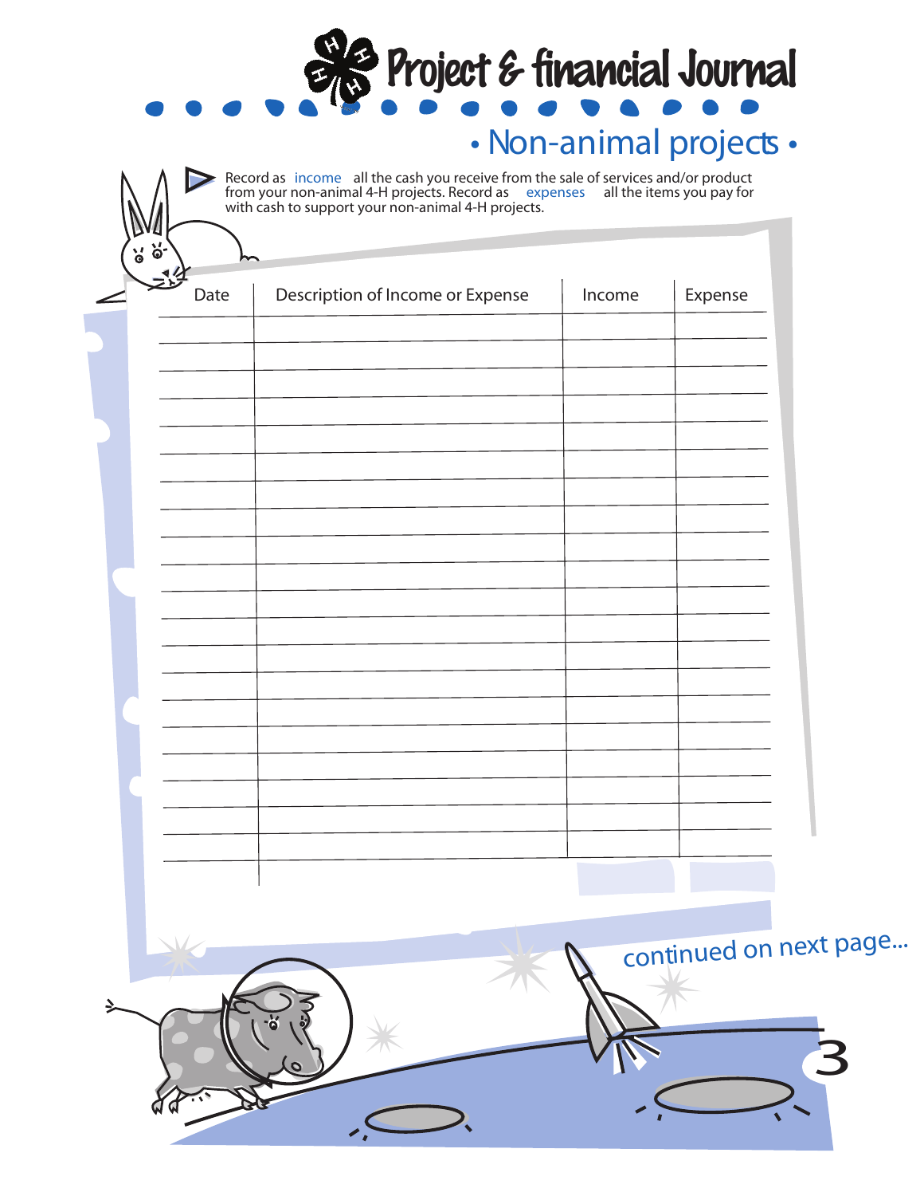# Project & financial Journal

## • Non-animal projects •

Record as income all the cash you receive from the sale of services and/or product from your non-animal 4-H projects. Record as expenses all the items you pay for with cash to support your non-animal 4-H projects.

| Date | Description of Income or Expense | Income | Expense |
| --- | --- | --- | --- |
| | | | |
| | | | |
| | | | |
| | | | |
| | | | |
| | | | |
| | | | |
| | | | |
| | | | |
| | | | |
| | | | |
| | | | |
| | | | |
| | | | |
| | | | |
| | | | |
| | | | |
| | | | |
| | | | |
| | | | |
| | | | |

continued on next page...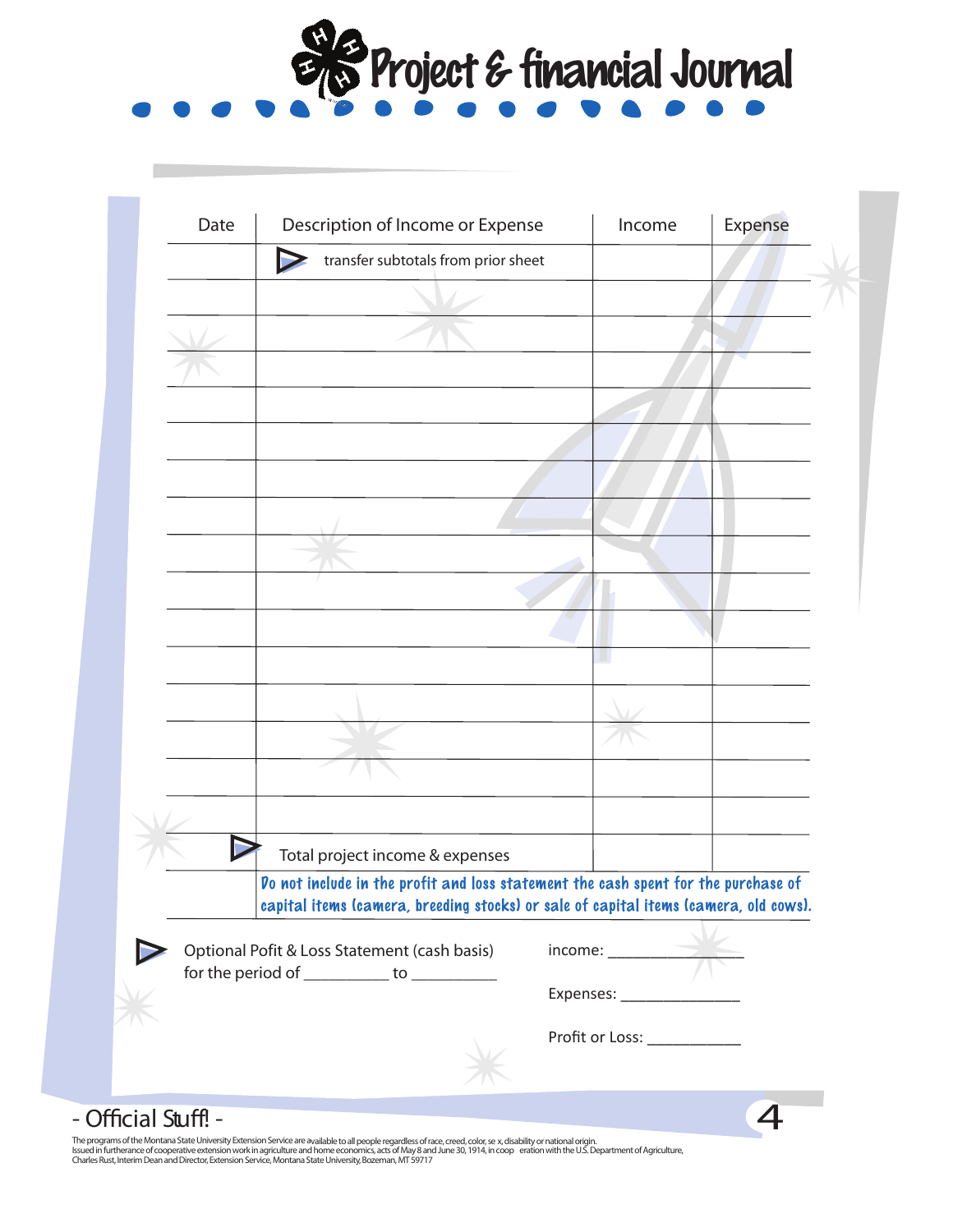# Project & financial Journal

| Date | Description of Income or Expense | Income | Expense |
|---|---|---|---|
| | transfer subtotals from prior sheet | | |
| | | | |
| | | | |
| | | | |
| | | | |
| | | | |
| | | | |
| | | | |
| | | | |
| | | | |
| | | | |
| | | | |
| | | | |
| | | | |
| | | | |
| | | | |
| | | | |
| | Total project income & expenses | | |

*Do not include in the profit and loss statement the cash spent for the purchase of capital items (camera, breeding stocks) or sale of capital items (camera, old cows).*

Optional Pofit & Loss Statement (cash basis)
for the period of __________ to __________

income: ________________

Expenses: ______________

Profit or Loss: ___________

- Official Stuff! -

The programs of the Montana State University Extension Service are available to all people regardless of race, creed, color, se x, disability or national origin.
Issued in furtherance of cooperative extension work in agriculture and home economics, acts of May 8 and June 30, 1914, in coop eration with the U.S. Department of Agriculture,
Charles Rust, Interim Dean and Director, Extension Service, Montana State University, Bozeman, MT 59717